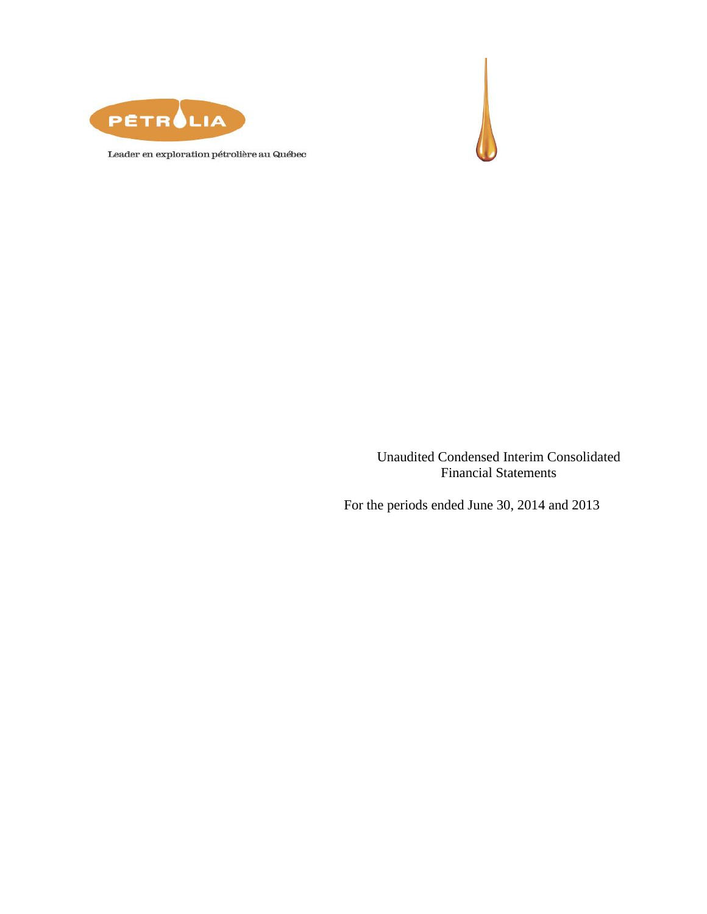PÉTROLIA

Leader en exploration pétrolière au Québec

Unaudited Condensed Interim Consolidated Financial Statements

For the periods ended June 30, 2014 and 2013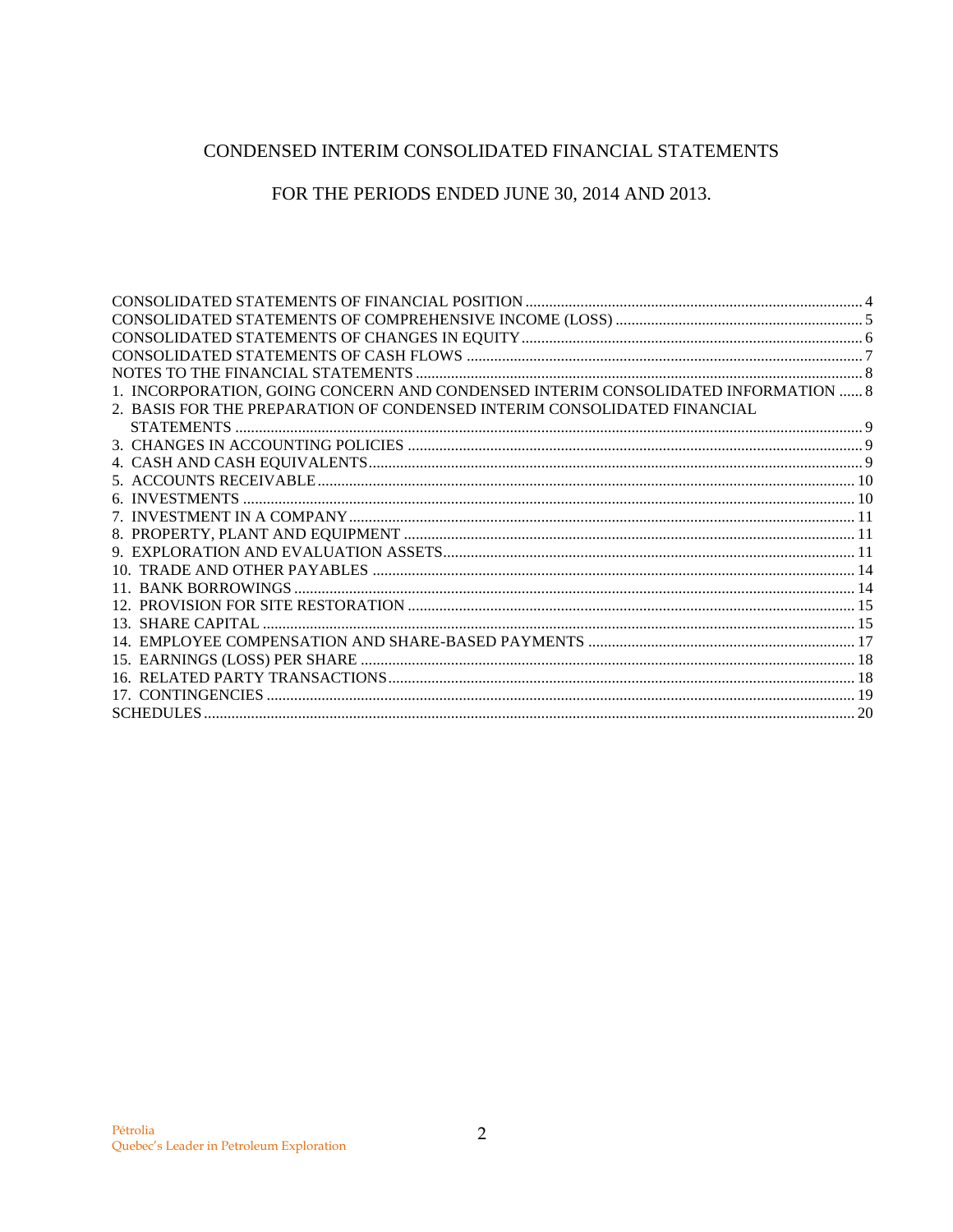# CONDENSED INTERIM CONSOLIDATED FINANCIAL STATEMENTS

## FOR THE PERIODS ENDED JUNE 30, 2014 AND 2013.

CONSOLIDATED STATEMENTS OF FINANCIAL POSITION .......... 4
CONSOLIDATED STATEMENTS OF COMPREHENSIVE INCOME (LOSS) .......... 5
CONSOLIDATED STATEMENTS OF CHANGES IN EQUITY .......... 6
CONSOLIDATED STATEMENTS OF CASH FLOWS .......... 7
NOTES TO THE FINANCIAL STATEMENTS .......... 8
1. INCORPORATION, GOING CONCERN AND CONDENSED INTERIM CONSOLIDATED INFORMATION .......... 8
2. BASIS FOR THE PREPARATION OF CONDENSED INTERIM CONSOLIDATED FINANCIAL STATEMENTS .......... 9
3. CHANGES IN ACCOUNTING POLICIES .......... 9
4. CASH AND CASH EQUIVALENTS .......... 9
5. ACCOUNTS RECEIVABLE .......... 10
6. INVESTMENTS .......... 10
7. INVESTMENT IN A COMPANY .......... 11
8. PROPERTY, PLANT AND EQUIPMENT .......... 11
9. EXPLORATION AND EVALUATION ASSETS .......... 11
10. TRADE AND OTHER PAYABLES .......... 14
11. BANK BORROWINGS .......... 14
12. PROVISION FOR SITE RESTORATION .......... 15
13. SHARE CAPITAL .......... 15
14. EMPLOYEE COMPENSATION AND SHARE-BASED PAYMENTS .......... 17
15. EARNINGS (LOSS) PER SHARE .......... 18
16. RELATED PARTY TRANSACTIONS .......... 18
17. CONTINGENCIES .......... 19
SCHEDULES .......... 20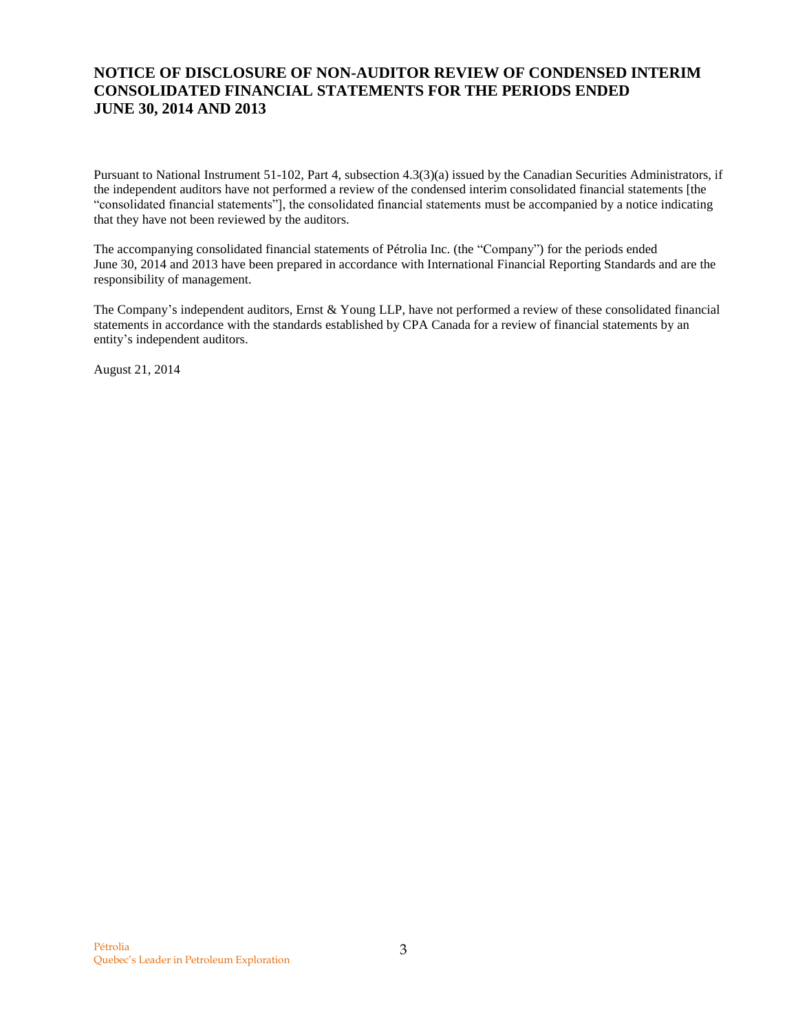# NOTICE OF DISCLOSURE OF NON-AUDITOR REVIEW OF CONDENSED INTERIM CONSOLIDATED FINANCIAL STATEMENTS FOR THE PERIODS ENDED JUNE 30, 2014 AND 2013

Pursuant to National Instrument 51-102, Part 4, subsection 4.3(3)(a) issued by the Canadian Securities Administrators, if the independent auditors have not performed a review of the condensed interim consolidated financial statements [the "consolidated financial statements"], the consolidated financial statements must be accompanied by a notice indicating that they have not been reviewed by the auditors.

The accompanying consolidated financial statements of Pétrolia Inc. (the "Company") for the periods ended June 30, 2014 and 2013 have been prepared in accordance with International Financial Reporting Standards and are the responsibility of management.

The Company's independent auditors, Ernst & Young LLP, have not performed a review of these consolidated financial statements in accordance with the standards established by CPA Canada for a review of financial statements by an entity's independent auditors.

August 21, 2014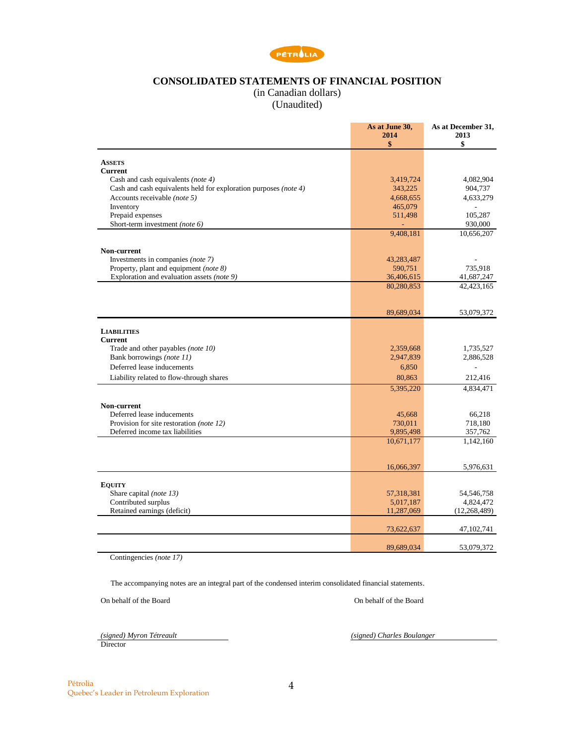# CONSOLIDATED STATEMENTS OF FINANCIAL POSITION

(in Canadian dollars)

(Unaudited)

| | As at June 30, 2014 $ | As at December 31, 2013 $ |
|---|---|---|
| **ASSETS** | | |
| **Current** | | |
| Cash and cash equivalents *(note 4)* | 3,419,724 | 4,082,904 |
| Cash and cash equivalents held for exploration purposes *(note 4)* | 343,225 | 904,737 |
| Accounts receivable *(note 5)* | 4,668,655 | 4,633,279 |
| Inventory | 465,079 | - |
| Prepaid expenses | 511,498 | 105,287 |
| Short-term investment *(note 6)* | - | 930,000 |
| | 9,408,181 | 10,656,207 |
| **Non-current** | | |
| Investments in companies *(note 7)* | 43,283,487 | - |
| Property, plant and equipment *(note 8)* | 590,751 | 735,918 |
| Exploration and evaluation assets *(note 9)* | 36,406,615 | 41,687,247 |
| | 80,280,853 | 42,423,165 |
| | 89,689,034 | 53,079,372 |
| **LIABILITIES** | | |
| **Current** | | |
| Trade and other payables *(note 10)* | 2,359,668 | 1,735,527 |
| Bank borrowings *(note 11)* | 2,947,839 | 2,886,528 |
| Deferred lease inducements | 6,850 | - |
| Liability related to flow-through shares | 80,863 | 212,416 |
| | 5,395,220 | 4,834,471 |
| **Non-current** | | |
| Deferred lease inducements | 45,668 | 66,218 |
| Provision for site restoration *(note 12)* | 730,011 | 718,180 |
| Deferred income tax liabilities | 9,895,498 | 357,762 |
| | 10,671,177 | 1,142,160 |
| | 16,066,397 | 5,976,631 |
| **EQUITY** | | |
| Share capital *(note 13)* | 57,318,381 | 54,546,758 |
| Contributed surplus | 5,017,187 | 4,824,472 |
| Retained earnings (deficit) | 11,287,069 | (12,268,489) |
| | 73,622,637 | 47,102,741 |
| | 89,689,034 | 53,079,372 |

Contingencies *(note 17)*

The accompanying notes are an integral part of the condensed interim consolidated financial statements.

On behalf of the Board

*(signed) Myron Tétreault*
Director

On behalf of the Board

*(signed) Charles Boulanger*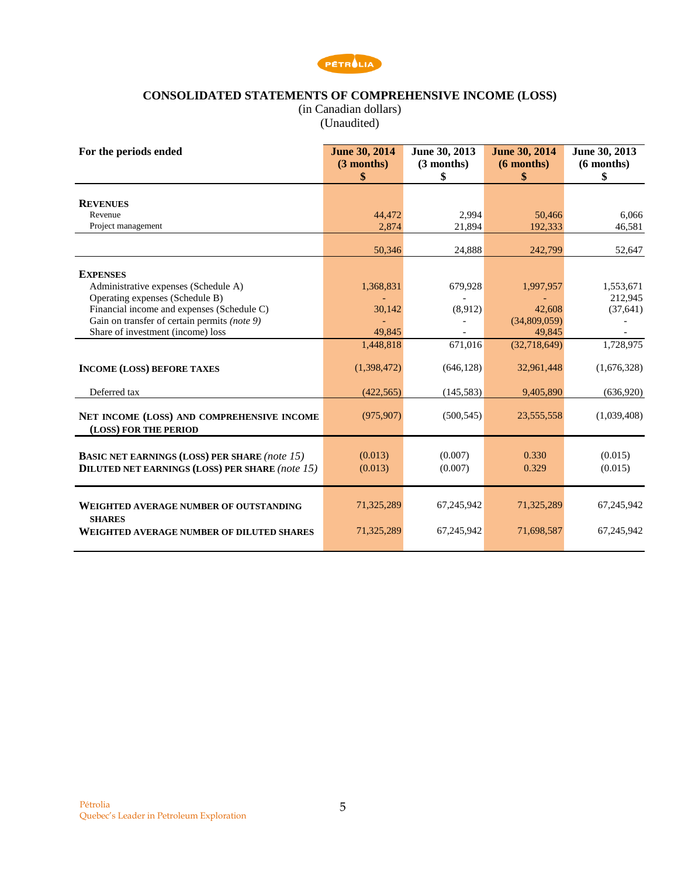PÉTROLIA

# CONSOLIDATED STATEMENTS OF COMPREHENSIVE INCOME (LOSS)

(in Canadian dollars)
(Unaudited)

| For the periods ended | June 30, 2014 (3 months) $ | June 30, 2013 (3 months) $ | June 30, 2014 (6 months) $ | June 30, 2013 (6 months) $ |
|---|---|---|---|---|
| **REVENUES** | | | | |
| Revenue | 44,472 | 2,994 | 50,466 | 6,066 |
| Project management | 2,874 | 21,894 | 192,333 | 46,581 |
| | 50,346 | 24,888 | 242,799 | 52,647 |
| **EXPENSES** | | | | |
| Administrative expenses (Schedule A) | 1,368,831 | 679,928 | 1,997,957 | 1,553,671 |
| Operating expenses (Schedule B) | - | - | - | 212,945 |
| Financial income and expenses (Schedule C) | 30,142 | (8,912) | 42,608 | (37,641) |
| Gain on transfer of certain permits *(note 9)* | - | - | (34,809,059) | - |
| Share of investment (income) loss | 49,845 | - | 49,845 | - |
| | 1,448,818 | 671,016 | (32,718,649) | 1,728,975 |
| **INCOME (LOSS) BEFORE TAXES** | (1,398,472) | (646,128) | 32,961,448 | (1,676,328) |
| Deferred tax | (422,565) | (145,583) | 9,405,890 | (636,920) |
| **NET INCOME (LOSS) AND COMPREHENSIVE INCOME (LOSS) FOR THE PERIOD** | (975,907) | (500,545) | 23,555,558 | (1,039,408) |
| **BASIC NET EARNINGS (LOSS) PER SHARE** *(note 15)* | (0.013) | (0.007) | 0.330 | (0.015) |
| **DILUTED NET EARNINGS (LOSS) PER SHARE** *(note 15)* | (0.013) | (0.007) | 0.329 | (0.015) |
| **WEIGHTED AVERAGE NUMBER OF OUTSTANDING SHARES** | 71,325,289 | 67,245,942 | 71,325,289 | 67,245,942 |
| **WEIGHTED AVERAGE NUMBER OF DILUTED SHARES** | 71,325,289 | 67,245,942 | 71,698,587 | 67,245,942 |

Pétrolia
Quebec's Leader in Petroleum Exploration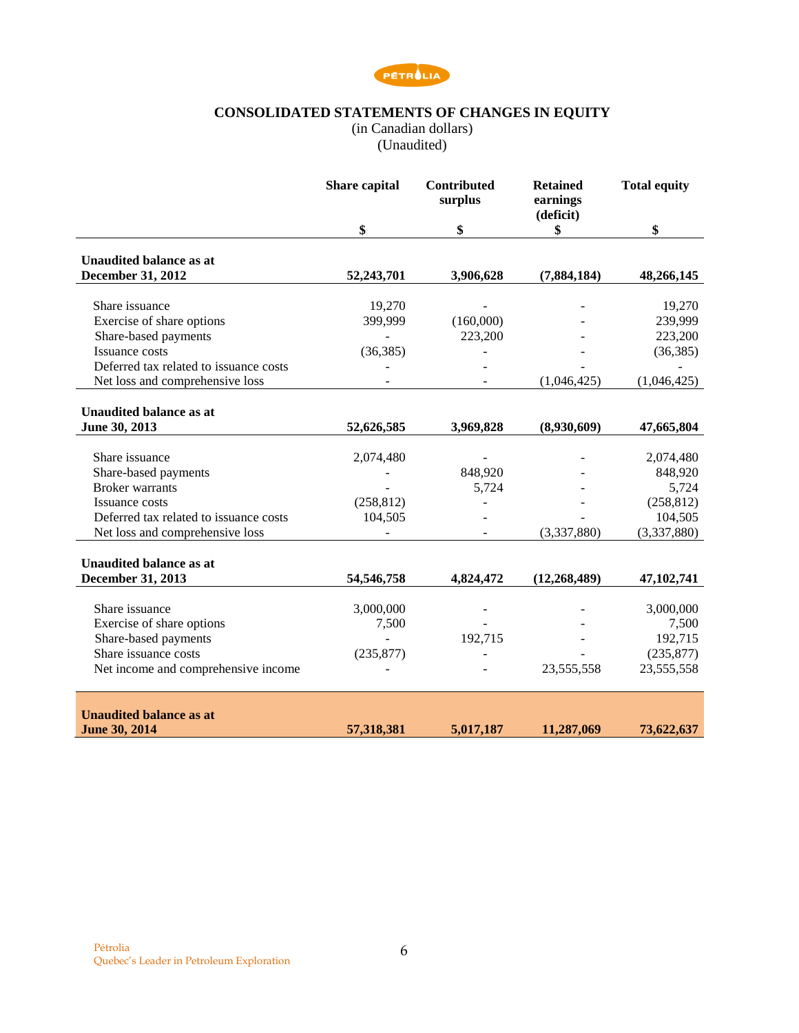# CONSOLIDATED STATEMENTS OF CHANGES IN EQUITY

(in Canadian dollars)
(Unaudited)

| | Share capital | Contributed surplus | Retained earnings (deficit) | Total equity |
|---|---|---|---|---|
| | $ | $ | $ | $ |
| **Unaudited balance as at December 31, 2012** | **52,243,701** | **3,906,628** | **(7,884,184)** | **48,266,145** |
| Share issuance | 19,270 | - | - | 19,270 |
| Exercise of share options | 399,999 | (160,000) | - | 239,999 |
| Share-based payments | - | 223,200 | - | 223,200 |
| Issuance costs | (36,385) | - | - | (36,385) |
| Deferred tax related to issuance costs | - | - | - | - |
| Net loss and comprehensive loss | - | - | (1,046,425) | (1,046,425) |
| **Unaudited balance as at June 30, 2013** | **52,626,585** | **3,969,828** | **(8,930,609)** | **47,665,804** |
| Share issuance | 2,074,480 | - | - | 2,074,480 |
| Share-based payments | - | 848,920 | - | 848,920 |
| Broker warrants | - | 5,724 | - | 5,724 |
| Issuance costs | (258,812) | - | - | (258,812) |
| Deferred tax related to issuance costs | 104,505 | - | - | 104,505 |
| Net loss and comprehensive loss | - | - | (3,337,880) | (3,337,880) |
| **Unaudited balance as at December 31, 2013** | **54,546,758** | **4,824,472** | **(12,268,489)** | **47,102,741** |
| Share issuance | 3,000,000 | - | - | 3,000,000 |
| Exercise of share options | 7,500 | - | - | 7,500 |
| Share-based payments | - | 192,715 | - | 192,715 |
| Share issuance costs | (235,877) | - | - | (235,877) |
| Net income and comprehensive income | - | - | 23,555,558 | 23,555,558 |
| **Unaudited balance as at June 30, 2014** | **57,318,381** | **5,017,187** | **11,287,069** | **73,622,637** |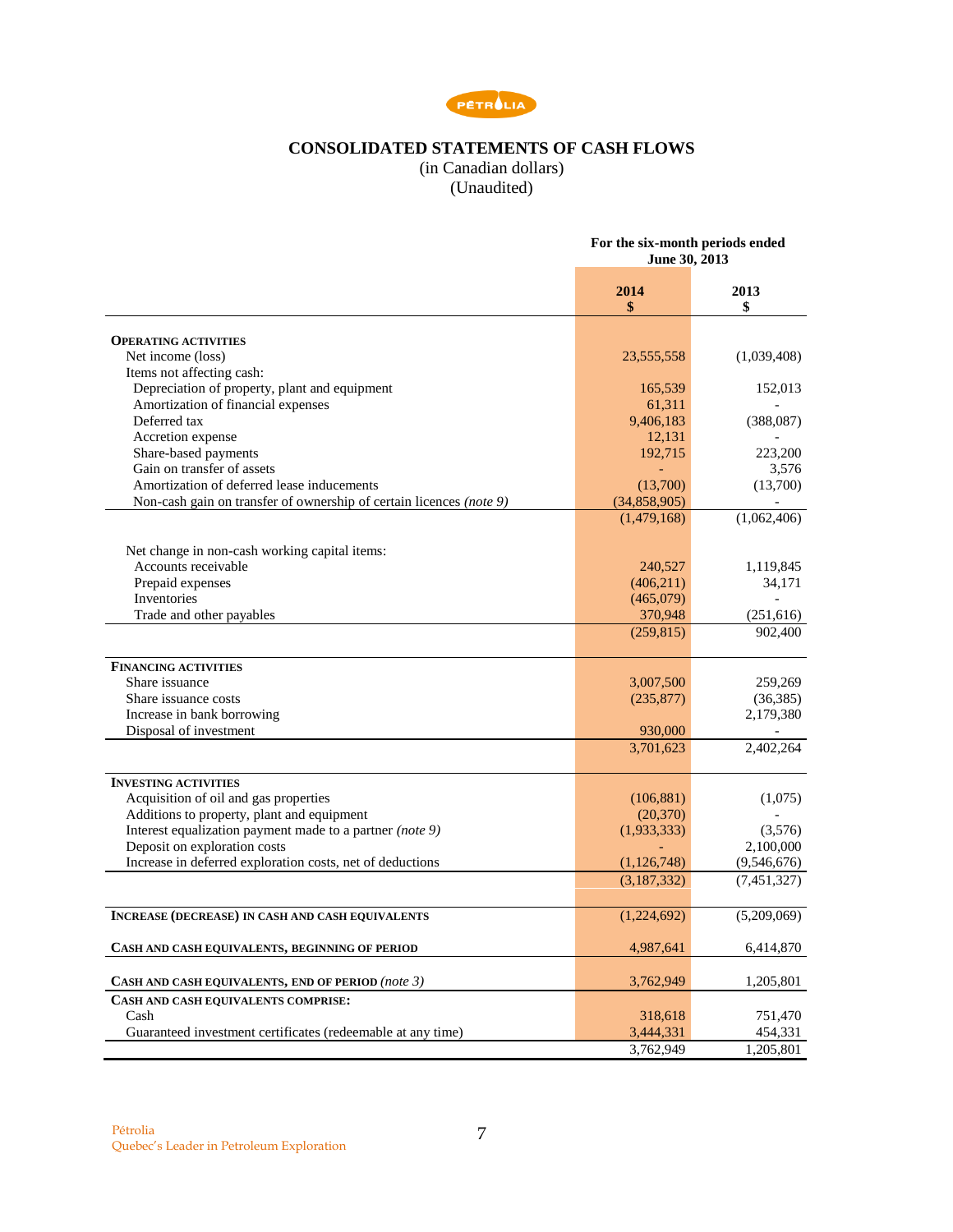# CONSOLIDATED STATEMENTS OF CASH FLOWS

(in Canadian dollars)
(Unaudited)

| | For the six-month periods ended June 30, 2013 | |
|---|---|---|
| | **2014** **$** | **2013** **$** |
| **OPERATING ACTIVITIES** | | |
| Net income (loss) | 23,555,558 | (1,039,408) |
| Items not affecting cash: | | |
| Depreciation of property, plant and equipment | 165,539 | 152,013 |
| Amortization of financial expenses | 61,311 | - |
| Deferred tax | 9,406,183 | (388,087) |
| Accretion expense | 12,131 | - |
| Share-based payments | 192,715 | 223,200 |
| Gain on transfer of assets | - | 3,576 |
| Amortization of deferred lease inducements | (13,700) | (13,700) |
| Non-cash gain on transfer of ownership of certain licences *(note 9)* | (34,858,905) | - |
| | (1,479,168) | (1,062,406) |
| Net change in non-cash working capital items: | | |
| Accounts receivable | 240,527 | 1,119,845 |
| Prepaid expenses | (406,211) | 34,171 |
| Inventories | (465,079) | - |
| Trade and other payables | 370,948 | (251,616) |
| | (259,815) | 902,400 |
| **FINANCING ACTIVITIES** | | |
| Share issuance | 3,007,500 | 259,269 |
| Share issuance costs | (235,877) | (36,385) |
| Increase in bank borrowing | | 2,179,380 |
| Disposal of investment | 930,000 | - |
| | 3,701,623 | 2,402,264 |
| **INVESTING ACTIVITIES** | | |
| Acquisition of oil and gas properties | (106,881) | (1,075) |
| Additions to property, plant and equipment | (20,370) | - |
| Interest equalization payment made to a partner *(note 9)* | (1,933,333) | (3,576) |
| Deposit on exploration costs | - | 2,100,000 |
| Increase in deferred exploration costs, net of deductions | (1,126,748) | (9,546,676) |
| | (3,187,332) | (7,451,327) |
| **INCREASE (DECREASE) IN CASH AND CASH EQUIVALENTS** | (1,224,692) | (5,209,069) |
| **CASH AND CASH EQUIVALENTS, BEGINNING OF PERIOD** | 4,987,641 | 6,414,870 |
| **CASH AND CASH EQUIVALENTS, END OF PERIOD** *(note 3)* | 3,762,949 | 1,205,801 |
| **CASH AND CASH EQUIVALENTS COMPRISE:** | | |
| Cash | 318,618 | 751,470 |
| Guaranteed investment certificates (redeemable at any time) | 3,444,331 | 454,331 |
| | 3,762,949 | 1,205,801 |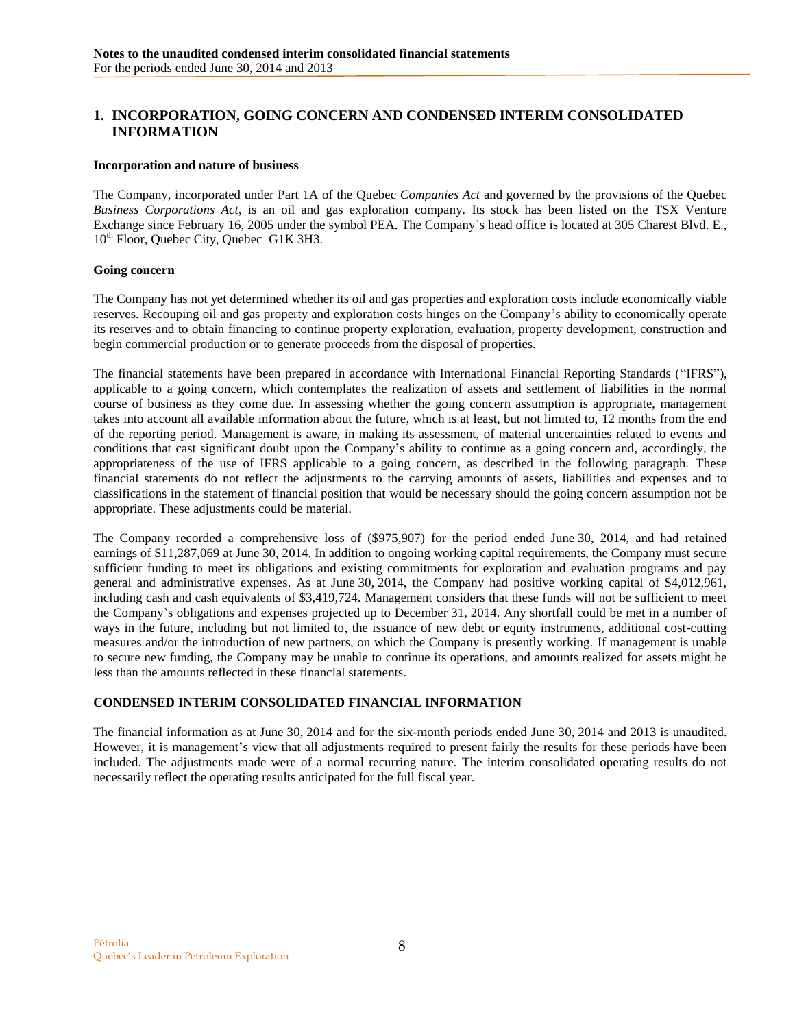## 1. INCORPORATION, GOING CONCERN AND CONDENSED INTERIM CONSOLIDATED INFORMATION

**Incorporation and nature of business**

The Company, incorporated under Part 1A of the Quebec *Companies Act* and governed by the provisions of the Quebec *Business Corporations Act*, is an oil and gas exploration company. Its stock has been listed on the TSX Venture Exchange since February 16, 2005 under the symbol PEA. The Company's head office is located at 305 Charest Blvd. E., 10th Floor, Quebec City, Quebec G1K 3H3.

**Going concern**

The Company has not yet determined whether its oil and gas properties and exploration costs include economically viable reserves. Recouping oil and gas property and exploration costs hinges on the Company's ability to economically operate its reserves and to obtain financing to continue property exploration, evaluation, property development, construction and begin commercial production or to generate proceeds from the disposal of properties.

The financial statements have been prepared in accordance with International Financial Reporting Standards ("IFRS"), applicable to a going concern, which contemplates the realization of assets and settlement of liabilities in the normal course of business as they come due. In assessing whether the going concern assumption is appropriate, management takes into account all available information about the future, which is at least, but not limited to, 12 months from the end of the reporting period. Management is aware, in making its assessment, of material uncertainties related to events and conditions that cast significant doubt upon the Company's ability to continue as a going concern and, accordingly, the appropriateness of the use of IFRS applicable to a going concern, as described in the following paragraph. These financial statements do not reflect the adjustments to the carrying amounts of assets, liabilities and expenses and to classifications in the statement of financial position that would be necessary should the going concern assumption not be appropriate. These adjustments could be material.

The Company recorded a comprehensive loss of ($975,907) for the period ended June 30, 2014, and had retained earnings of $11,287,069 at June 30, 2014. In addition to ongoing working capital requirements, the Company must secure sufficient funding to meet its obligations and existing commitments for exploration and evaluation programs and pay general and administrative expenses. As at June 30, 2014, the Company had positive working capital of $4,012,961, including cash and cash equivalents of $3,419,724. Management considers that these funds will not be sufficient to meet the Company's obligations and expenses projected up to December 31, 2014. Any shortfall could be met in a number of ways in the future, including but not limited to, the issuance of new debt or equity instruments, additional cost-cutting measures and/or the introduction of new partners, on which the Company is presently working. If management is unable to secure new funding, the Company may be unable to continue its operations, and amounts realized for assets might be less than the amounts reflected in these financial statements.

**CONDENSED INTERIM CONSOLIDATED FINANCIAL INFORMATION**

The financial information as at June 30, 2014 and for the six-month periods ended June 30, 2014 and 2013 is unaudited. However, it is management's view that all adjustments required to present fairly the results for these periods have been included. The adjustments made were of a normal recurring nature. The interim consolidated operating results do not necessarily reflect the operating results anticipated for the full fiscal year.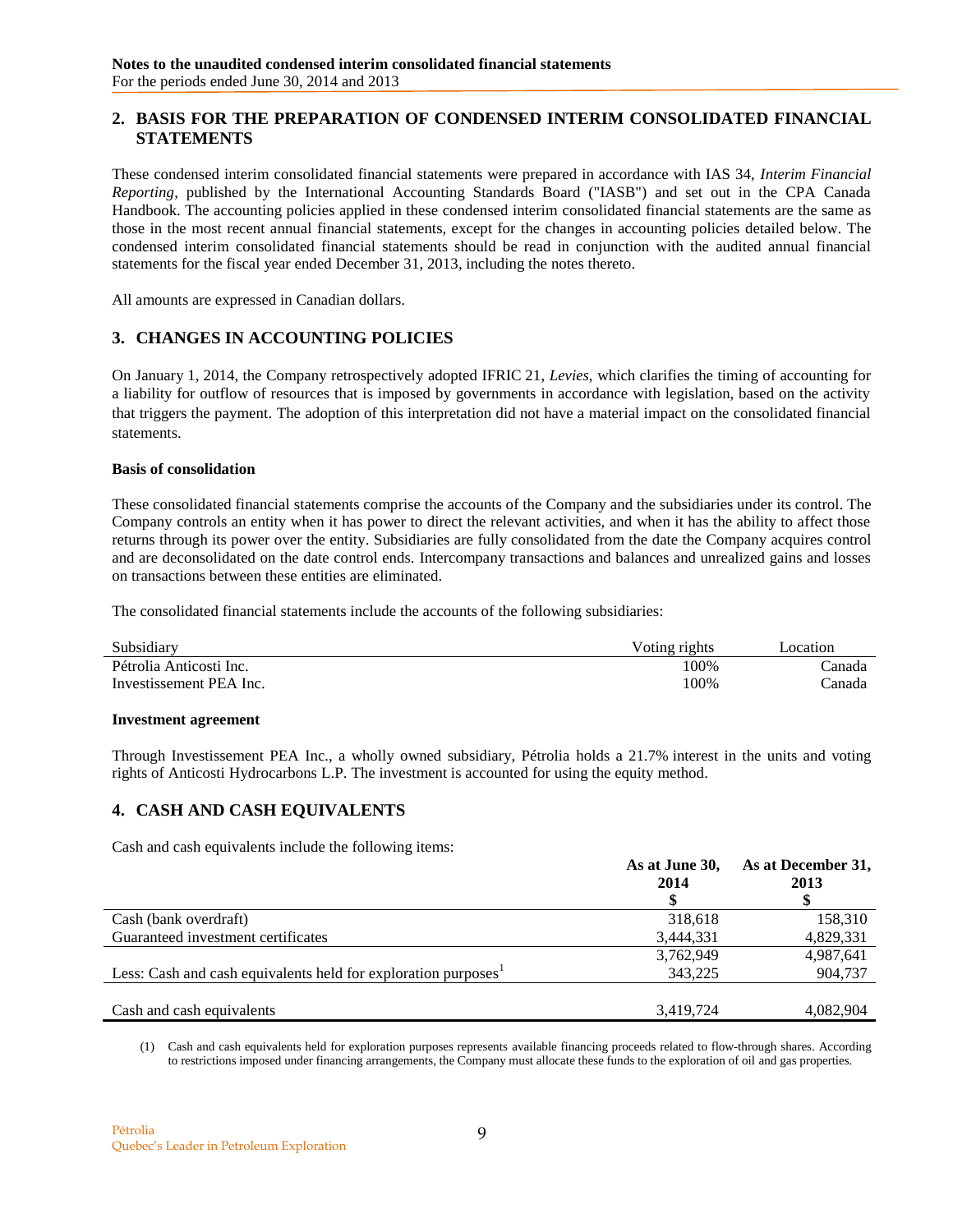## 2. BASIS FOR THE PREPARATION OF CONDENSED INTERIM CONSOLIDATED FINANCIAL STATEMENTS

These condensed interim consolidated financial statements were prepared in accordance with IAS 34, *Interim Financial Reporting*, published by the International Accounting Standards Board ("IASB") and set out in the CPA Canada Handbook. The accounting policies applied in these condensed interim consolidated financial statements are the same as those in the most recent annual financial statements, except for the changes in accounting policies detailed below. The condensed interim consolidated financial statements should be read in conjunction with the audited annual financial statements for the fiscal year ended December 31, 2013, including the notes thereto.

All amounts are expressed in Canadian dollars.

## 3. CHANGES IN ACCOUNTING POLICIES

On January 1, 2014, the Company retrospectively adopted IFRIC 21, *Levies*, which clarifies the timing of accounting for a liability for outflow of resources that is imposed by governments in accordance with legislation, based on the activity that triggers the payment. The adoption of this interpretation did not have a material impact on the consolidated financial statements.

**Basis of consolidation**

These consolidated financial statements comprise the accounts of the Company and the subsidiaries under its control. The Company controls an entity when it has power to direct the relevant activities, and when it has the ability to affect those returns through its power over the entity. Subsidiaries are fully consolidated from the date the Company acquires control and are deconsolidated on the date control ends. Intercompany transactions and balances and unrealized gains and losses on transactions between these entities are eliminated.

The consolidated financial statements include the accounts of the following subsidiaries:

| Subsidiary | Voting rights | Location |
|---|---|---|
| Pétrolia Anticosti Inc. | 100% | Canada |
| Investissement PEA Inc. | 100% | Canada |

**Investment agreement**

Through Investissement PEA Inc., a wholly owned subsidiary, Pétrolia holds a 21.7% interest in the units and voting rights of Anticosti Hydrocarbons L.P. The investment is accounted for using the equity method.

## 4. CASH AND CASH EQUIVALENTS

Cash and cash equivalents include the following items:

| | As at June 30, 2014 $ | As at December 31, 2013 $ |
|---|---|---|
| Cash (bank overdraft) | 318,618 | 158,310 |
| Guaranteed investment certificates | 3,444,331 | 4,829,331 |
| | 3,762,949 | 4,987,641 |
| Less: Cash and cash equivalents held for exploration purposes[1] | 343,225 | 904,737 |
| Cash and cash equivalents | 3,419,724 | 4,082,904 |

(1) Cash and cash equivalents held for exploration purposes represents available financing proceeds related to flow-through shares. According to restrictions imposed under financing arrangements, the Company must allocate these funds to the exploration of oil and gas properties.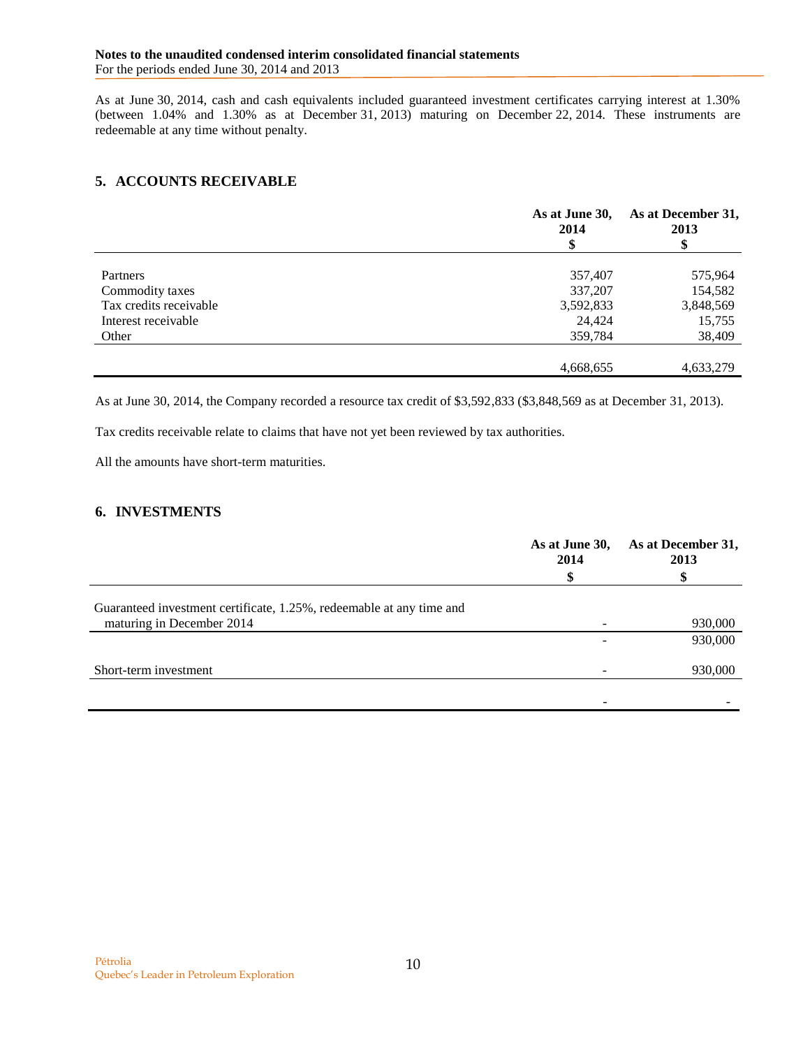As at June 30, 2014, cash and cash equivalents included guaranteed investment certificates carrying interest at 1.30% (between 1.04% and 1.30% as at December 31, 2013) maturing on December 22, 2014. These instruments are redeemable at any time without penalty.

## 5. ACCOUNTS RECEIVABLE

| | As at June 30, 2014 $ | As at December 31, 2013 $ |
|---|---|---|
| Partners | 357,407 | 575,964 |
| Commodity taxes | 337,207 | 154,582 |
| Tax credits receivable | 3,592,833 | 3,848,569 |
| Interest receivable | 24,424 | 15,755 |
| Other | 359,784 | 38,409 |
| | 4,668,655 | 4,633,279 |

As at June 30, 2014, the Company recorded a resource tax credit of $3,592,833 ($3,848,569 as at December 31, 2013).

Tax credits receivable relate to claims that have not yet been reviewed by tax authorities.

All the amounts have short-term maturities.

## 6. INVESTMENTS

| | As at June 30, 2014 $ | As at December 31, 2013 $ |
|---|---|---|
| Guaranteed investment certificate, 1.25%, redeemable at any time and maturing in December 2014 | - | 930,000 |
| | - | 930,000 |
| Short-term investment | - | 930,000 |
| | - | - |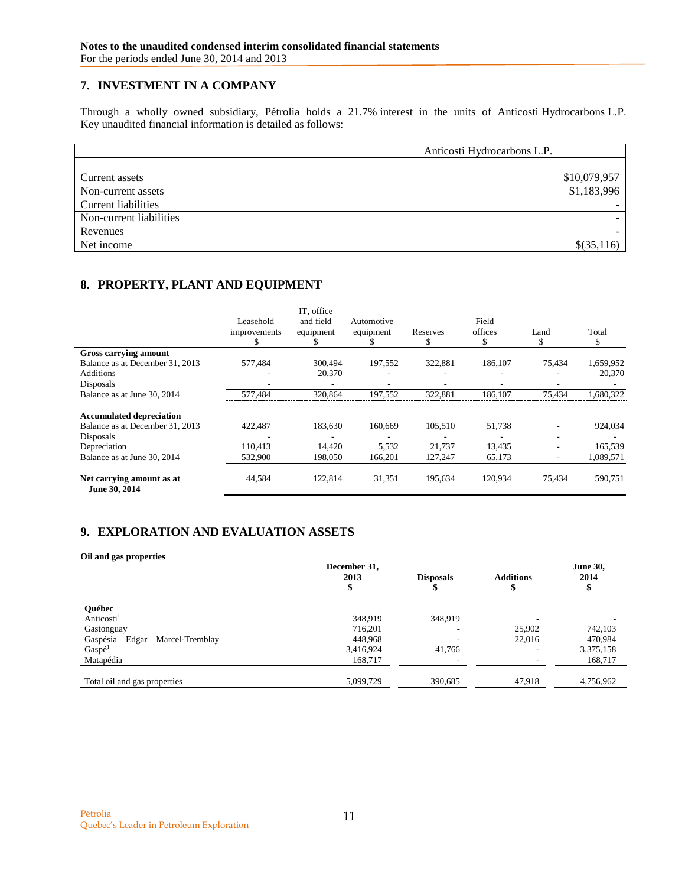## 7. INVESTMENT IN A COMPANY

Through a wholly owned subsidiary, Pétrolia holds a 21.7% interest in the units of Anticosti Hydrocarbons L.P. Key unaudited financial information is detailed as follows:

| | Anticosti Hydrocarbons L.P. |
|---|---:|
| | |
| Current assets | $10,079,957 |
| Non-current assets | $1,183,996 |
| Current liabilities | - |
| Non-current liabilities | - |
| Revenues | - |
| Net income | $(35,116) |

## 8. PROPERTY, PLANT AND EQUIPMENT

| | Leasehold improvements $ | IT, office and field equipment $ | Automotive equipment $ | Reserves $ | Field offices $ | Land $ | Total $ |
|---|---:|---:|---:|---:|---:|---:|---:|
| **Gross carrying amount** | | | | | | | |
| Balance as at December 31, 2013 | 577,484 | 300,494 | 197,552 | 322,881 | 186,107 | 75,434 | 1,659,952 |
| Additions | - | 20,370 | - | - | - | - | 20,370 |
| Disposals | - | - | - | - | - | - | - |
| Balance as at June 30, 2014 | 577,484 | 320,864 | 197,552 | 322,881 | 186,107 | 75,434 | 1,680,322 |
| **Accumulated depreciation** | | | | | | | |
| Balance as at December 31, 2013 | 422,487 | 183,630 | 160,669 | 105,510 | 51,738 | - | 924,034 |
| Disposals | - | - | - | - | - | - | - |
| Depreciation | 110,413 | 14,420 | 5,532 | 21,737 | 13,435 | - | 165,539 |
| Balance as at June 30, 2014 | 532,900 | 198,050 | 166,201 | 127,247 | 65,173 | - | 1,089,571 |
| **Net carrying amount as at June 30, 2014** | 44,584 | 122,814 | 31,351 | 195,634 | 120,934 | 75,434 | 590,751 |

## 9. EXPLORATION AND EVALUATION ASSETS

**Oil and gas properties**

| | December 31, 2013 $ | Disposals $ | Additions $ | June 30, 2014 $ |
|---|---:|---:|---:|---:|
| **Québec** | | | | |
| Anticosti[1] | 348,919 | 348,919 | - | - |
| Gastonguay | 716,201 | - | 25,902 | 742,103 |
| Gaspésia – Edgar – Marcel-Tremblay | 448,968 | - | 22,016 | 470,984 |
| Gaspé[1] | 3,416,924 | 41,766 | - | 3,375,158 |
| Matapédia | 168,717 | - | - | 168,717 |
| Total oil and gas properties | 5,099,729 | 390,685 | 47,918 | 4,756,962 |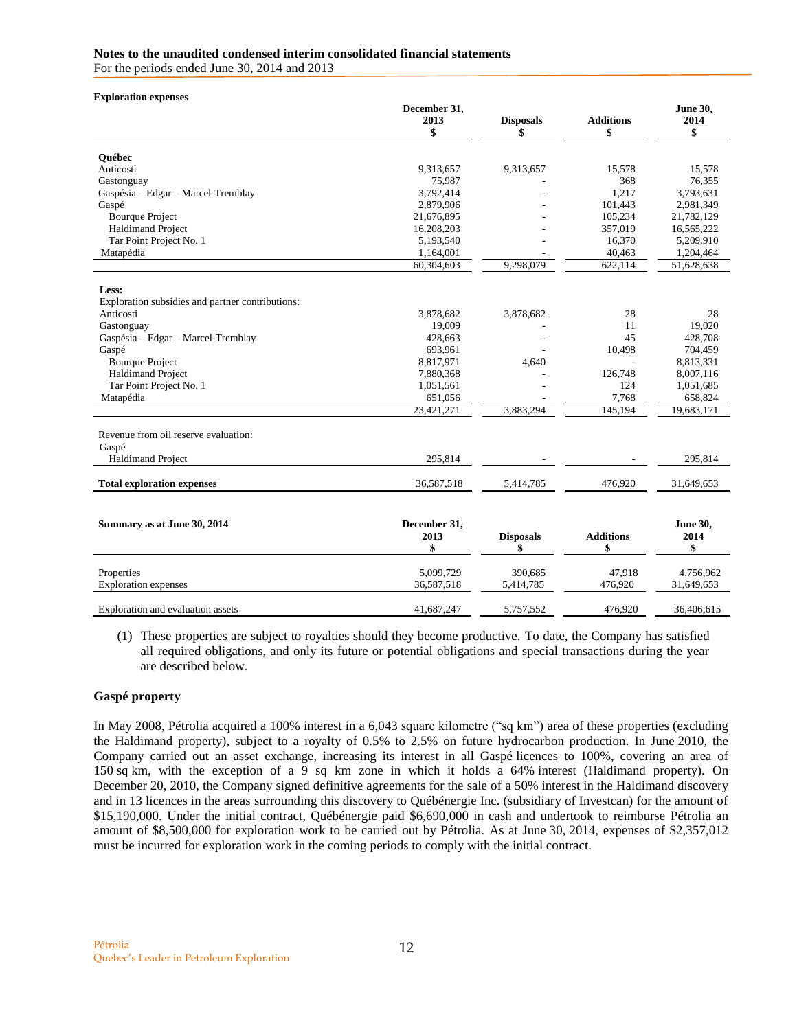**Exploration expenses**

| | December 31, 2013 $ | Disposals $ | Additions $ | June 30, 2014 $ |
|---|---|---|---|---|
| **Québec** | | | | |
| Anticosti | 9,313,657 | 9,313,657 | 15,578 | 15,578 |
| Gastonguay | 75,987 | - | 368 | 76,355 |
| Gaspésia – Edgar – Marcel-Tremblay | 3,792,414 | - | 1,217 | 3,793,631 |
| Gaspé | 2,879,906 | - | 101,443 | 2,981,349 |
| Bourque Project | 21,676,895 | - | 105,234 | 21,782,129 |
| Haldimand Project | 16,208,203 | - | 357,019 | 16,565,222 |
| Tar Point Project No. 1 | 5,193,540 | - | 16,370 | 5,209,910 |
| Matapédia | 1,164,001 | - | 40,463 | 1,204,464 |
| | 60,304,603 | 9,298,079 | 622,114 | 51,628,638 |
| **Less:** | | | | |
| Exploration subsidies and partner contributions: | | | | |
| Anticosti | 3,878,682 | 3,878,682 | 28 | 28 |
| Gastonguay | 19,009 | - | 11 | 19,020 |
| Gaspésia – Edgar – Marcel-Tremblay | 428,663 | - | 45 | 428,708 |
| Gaspé | 693,961 | - | 10,498 | 704,459 |
| Bourque Project | 8,817,971 | 4,640 | - | 8,813,331 |
| Haldimand Project | 7,880,368 | - | 126,748 | 8,007,116 |
| Tar Point Project No. 1 | 1,051,561 | - | 124 | 1,051,685 |
| Matapédia | 651,056 | - | 7,768 | 658,824 |
| | 23,421,271 | 3,883,294 | 145,194 | 19,683,171 |
| Revenue from oil reserve evaluation: | | | | |
| Gaspé | | | | |
| Haldimand Project | 295,814 | - | - | 295,814 |
| **Total exploration expenses** | 36,587,518 | 5,414,785 | 476,920 | 31,649,653 |

| **Summary as at June 30, 2014** | December 31, 2013 $ | Disposals $ | Additions $ | June 30, 2014 $ |
|---|---|---|---|---|
| Properties | 5,099,729 | 390,685 | 47,918 | 4,756,962 |
| Exploration expenses | 36,587,518 | 5,414,785 | 476,920 | 31,649,653 |
| Exploration and evaluation assets | 41,687,247 | 5,757,552 | 476,920 | 36,406,615 |

(1) These properties are subject to royalties should they become productive. To date, the Company has satisfied all required obligations, and only its future or potential obligations and special transactions during the year are described below.

## Gaspé property

In May 2008, Pétrolia acquired a 100% interest in a 6,043 square kilometre ("sq km") area of these properties (excluding the Haldimand property), subject to a royalty of 0.5% to 2.5% on future hydrocarbon production. In June 2010, the Company carried out an asset exchange, increasing its interest in all Gaspé licences to 100%, covering an area of 150 sq km, with the exception of a 9 sq km zone in which it holds a 64% interest (Haldimand property). On December 20, 2010, the Company signed definitive agreements for the sale of a 50% interest in the Haldimand discovery and in 13 licences in the areas surrounding this discovery to Québénergie Inc. (subsidiary of Investcan) for the amount of $15,190,000. Under the initial contract, Québénergie paid $6,690,000 in cash and undertook to reimburse Pétrolia an amount of $8,500,000 for exploration work to be carried out by Pétrolia. As at June 30, 2014, expenses of $2,357,012 must be incurred for exploration work in the coming periods to comply with the initial contract.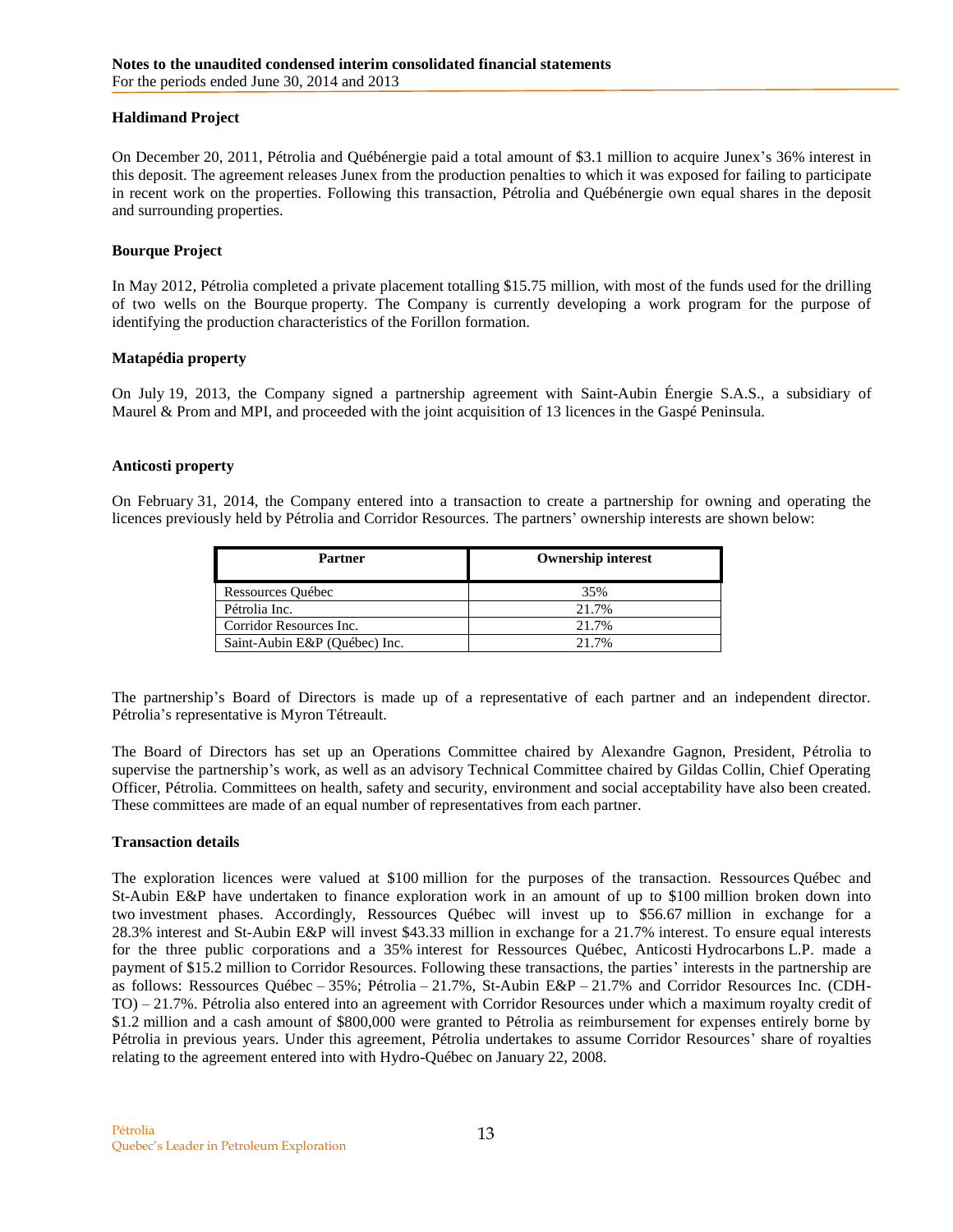### Haldimand Project

On December 20, 2011, Pétrolia and Québénergie paid a total amount of $3.1 million to acquire Junex's 36% interest in this deposit. The agreement releases Junex from the production penalties to which it was exposed for failing to participate in recent work on the properties. Following this transaction, Pétrolia and Québénergie own equal shares in the deposit and surrounding properties.

### Bourque Project

In May 2012, Pétrolia completed a private placement totalling $15.75 million, with most of the funds used for the drilling of two wells on the Bourque property. The Company is currently developing a work program for the purpose of identifying the production characteristics of the Forillon formation.

### Matapédia property

On July 19, 2013, the Company signed a partnership agreement with Saint-Aubin Énergie S.A.S., a subsidiary of Maurel & Prom and MPI, and proceeded with the joint acquisition of 13 licences in the Gaspé Peninsula.

### Anticosti property

On February 31, 2014, the Company entered into a transaction to create a partnership for owning and operating the licences previously held by Pétrolia and Corridor Resources. The partners' ownership interests are shown below:

| Partner | Ownership interest |
|---|---|
| Ressources Québec | 35% |
| Pétrolia Inc. | 21.7% |
| Corridor Resources Inc. | 21.7% |
| Saint-Aubin E&P (Québec) Inc. | 21.7% |

The partnership's Board of Directors is made up of a representative of each partner and an independent director. Pétrolia's representative is Myron Tétreault.

The Board of Directors has set up an Operations Committee chaired by Alexandre Gagnon, President, Pétrolia to supervise the partnership's work, as well as an advisory Technical Committee chaired by Gildas Collin, Chief Operating Officer, Pétrolia. Committees on health, safety and security, environment and social acceptability have also been created. These committees are made of an equal number of representatives from each partner.

### Transaction details

The exploration licences were valued at $100 million for the purposes of the transaction. Ressources Québec and St-Aubin E&P have undertaken to finance exploration work in an amount of up to $100 million broken down into two investment phases. Accordingly, Ressources Québec will invest up to $56.67 million in exchange for a 28.3% interest and St-Aubin E&P will invest $43.33 million in exchange for a 21.7% interest. To ensure equal interests for the three public corporations and a 35% interest for Ressources Québec, Anticosti Hydrocarbons L.P. made a payment of $15.2 million to Corridor Resources. Following these transactions, the parties' interests in the partnership are as follows: Ressources Québec – 35%; Pétrolia – 21.7%, St-Aubin E&P – 21.7% and Corridor Resources Inc. (CDH-TO) – 21.7%. Pétrolia also entered into an agreement with Corridor Resources under which a maximum royalty credit of $1.2 million and a cash amount of $800,000 were granted to Pétrolia as reimbursement for expenses entirely borne by Pétrolia in previous years. Under this agreement, Pétrolia undertakes to assume Corridor Resources' share of royalties relating to the agreement entered into with Hydro-Québec on January 22, 2008.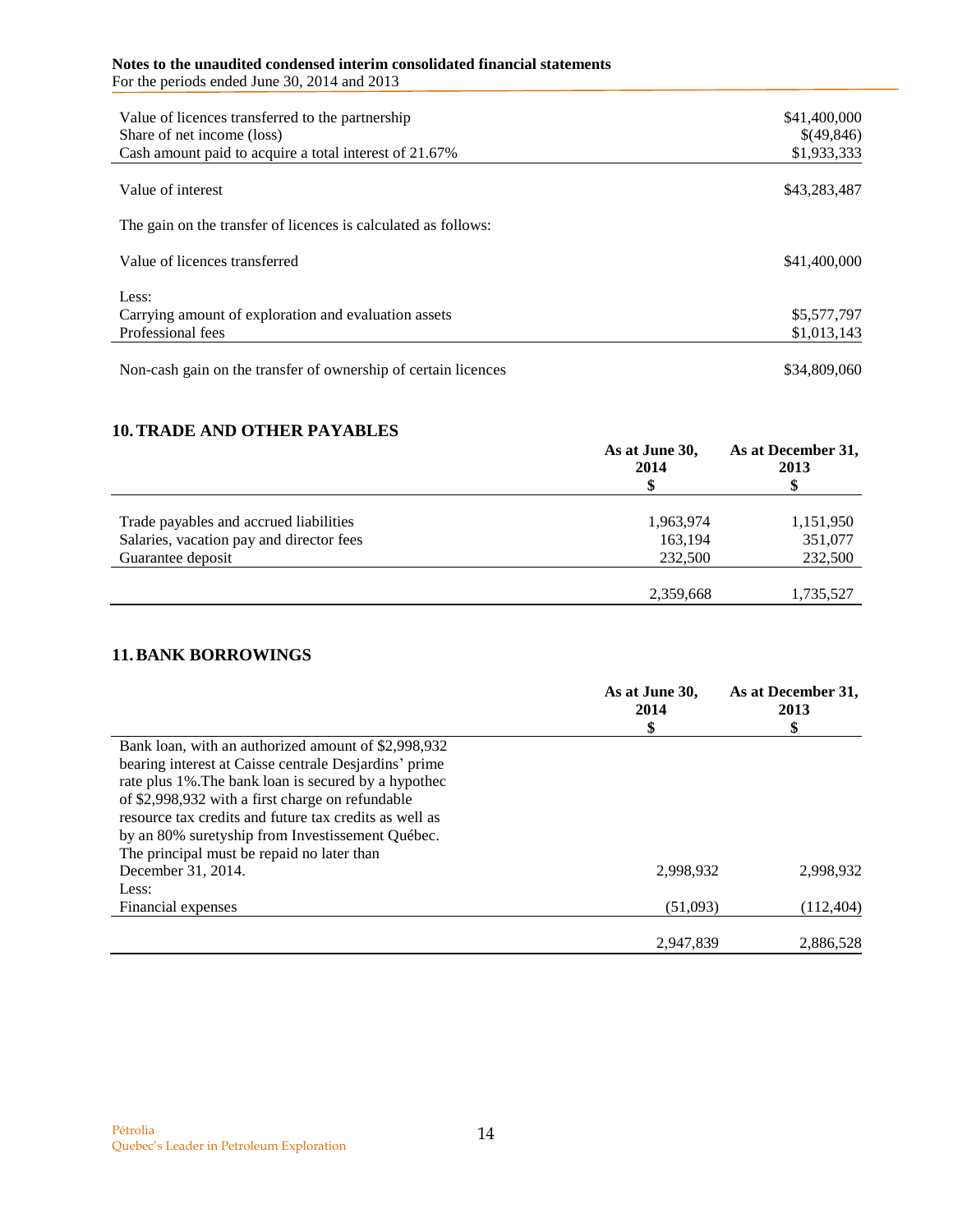| | |
|---|---|
| Value of licences transferred to the partnership | $41,400,000 |
| Share of net income (loss) | $(49,846) |
| Cash amount paid to acquire a total interest of 21.67% | $1,933,333 |
| Value of interest | $43,283,487 |

The gain on the transfer of licences is calculated as follows:

| | |
|---|---|
| Value of licences transferred | $41,400,000 |
| Less: | |
| Carrying amount of exploration and evaluation assets | $5,577,797 |
| Professional fees | $1,013,143 |
| Non-cash gain on the transfer of ownership of certain licences | $34,809,060 |

## 10. TRADE AND OTHER PAYABLES

| | As at June 30, 2014 $ | As at December 31, 2013 $ |
|---|---|---|
| Trade payables and accrued liabilities | 1,963,974 | 1,151,950 |
| Salaries, vacation pay and director fees | 163,194 | 351,077 |
| Guarantee deposit | 232,500 | 232,500 |
| | 2,359,668 | 1,735,527 |

## 11. BANK BORROWINGS

| | As at June 30, 2014 $ | As at December 31, 2013 $ |
|---|---|---|
| Bank loan, with an authorized amount of $2,998,932 bearing interest at Caisse centrale Desjardins' prime rate plus 1%. The bank loan is secured by a hypothec of $2,998,932 with a first charge on refundable resource tax credits and future tax credits as well as by an 80% suretyship from Investissement Québec. The principal must be repaid no later than December 31, 2014. | 2,998,932 | 2,998,932 |
| Less: | | |
| Financial expenses | (51,093) | (112,404) |
| | 2,947,839 | 2,886,528 |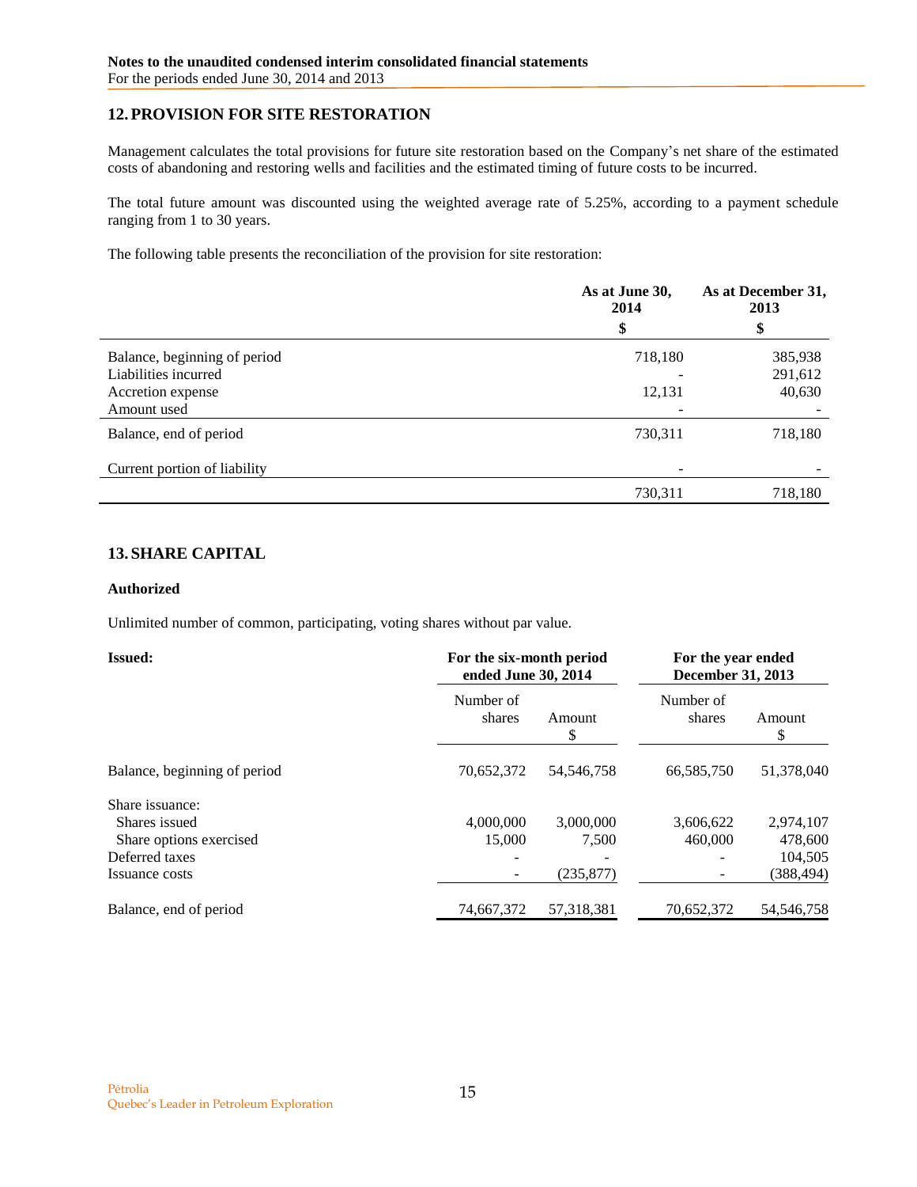## 12. PROVISION FOR SITE RESTORATION

Management calculates the total provisions for future site restoration based on the Company's net share of the estimated costs of abandoning and restoring wells and facilities and the estimated timing of future costs to be incurred.

The total future amount was discounted using the weighted average rate of 5.25%, according to a payment schedule ranging from 1 to 30 years.

The following table presents the reconciliation of the provision for site restoration:

| | As at June 30, 2014 | As at December 31, 2013 |
|---|---|---|
| | $ | $ |
| Balance, beginning of period | 718,180 | 385,938 |
| Liabilities incurred | - | 291,612 |
| Accretion expense | 12,131 | 40,630 |
| Amount used | - | - |
| Balance, end of period | 730,311 | 718,180 |
| Current portion of liability | - | - |
| | 730,311 | 718,180 |

## 13. SHARE CAPITAL

**Authorized**

Unlimited number of common, participating, voting shares without par value.

| **Issued:** | For the six-month period ended June 30, 2014 | | For the year ended December 31, 2013 | |
|---|---|---|---|---|
| | Number of shares | Amount $ | Number of shares | Amount $ |
| Balance, beginning of period | 70,652,372 | 54,546,758 | 66,585,750 | 51,378,040 |
| Share issuance: | | | | |
| Shares issued | 4,000,000 | 3,000,000 | 3,606,622 | 2,974,107 |
| Share options exercised | 15,000 | 7,500 | 460,000 | 478,600 |
| Deferred taxes | - | - | - | 104,505 |
| Issuance costs | - | (235,877) | - | (388,494) |
| Balance, end of period | 74,667,372 | 57,318,381 | 70,652,372 | 54,546,758 |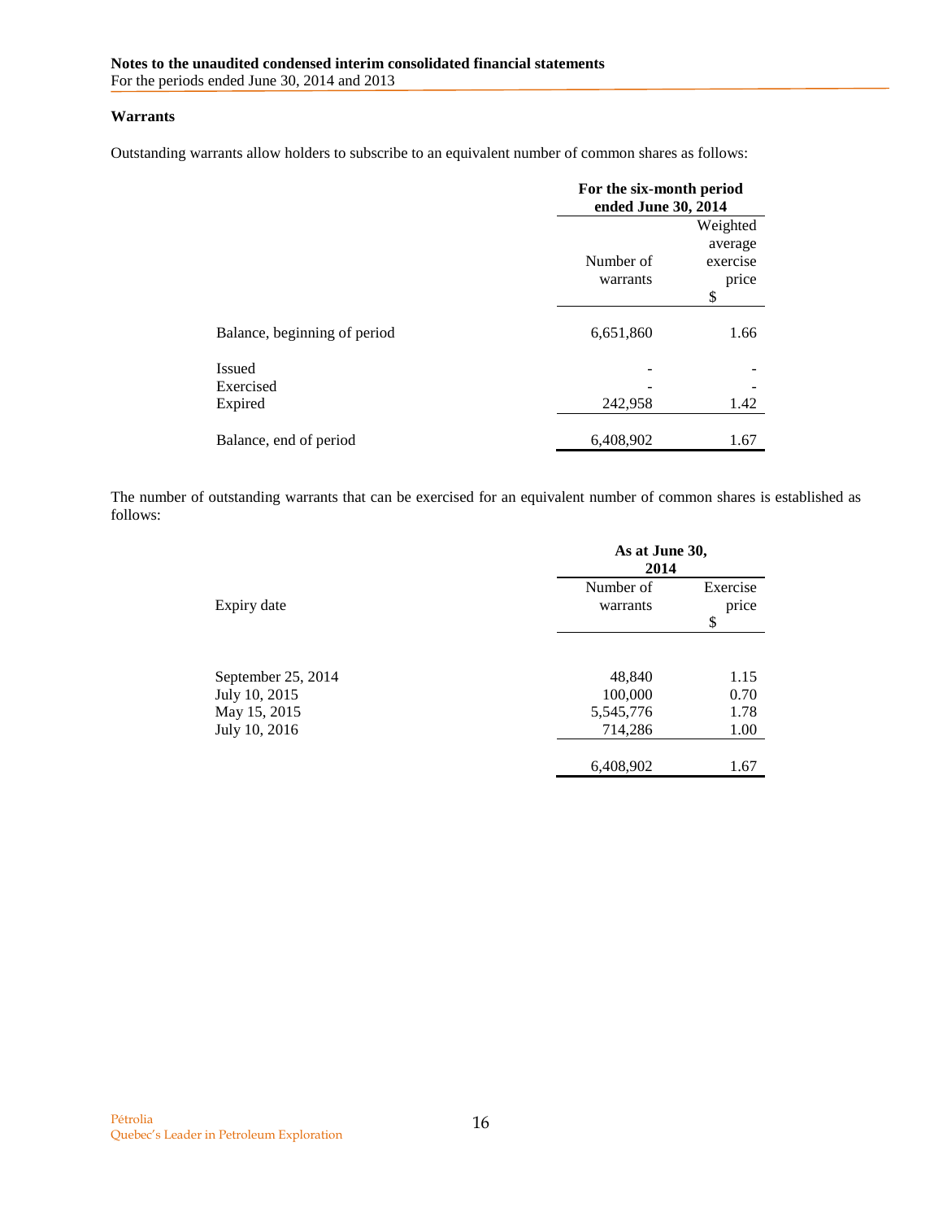### Warrants

Outstanding warrants allow holders to subscribe to an equivalent number of common shares as follows:

| | For the six-month period ended June 30, 2014 | |
|---|---|---|
| | Number of warrants | Weighted average exercise price $ |
| Balance, beginning of period | 6,651,860 | 1.66 |
| Issued | - | - |
| Exercised | - | - |
| Expired | 242,958 | 1.42 |
| Balance, end of period | 6,408,902 | 1.67 |

The number of outstanding warrants that can be exercised for an equivalent number of common shares is established as follows:

| | As at June 30, 2014 | |
|---|---|---|
| Expiry date | Number of warrants | Exercise price $ |
| September 25, 2014 | 48,840 | 1.15 |
| July 10, 2015 | 100,000 | 0.70 |
| May 15, 2015 | 5,545,776 | 1.78 |
| July 10, 2016 | 714,286 | 1.00 |
| | 6,408,902 | 1.67 |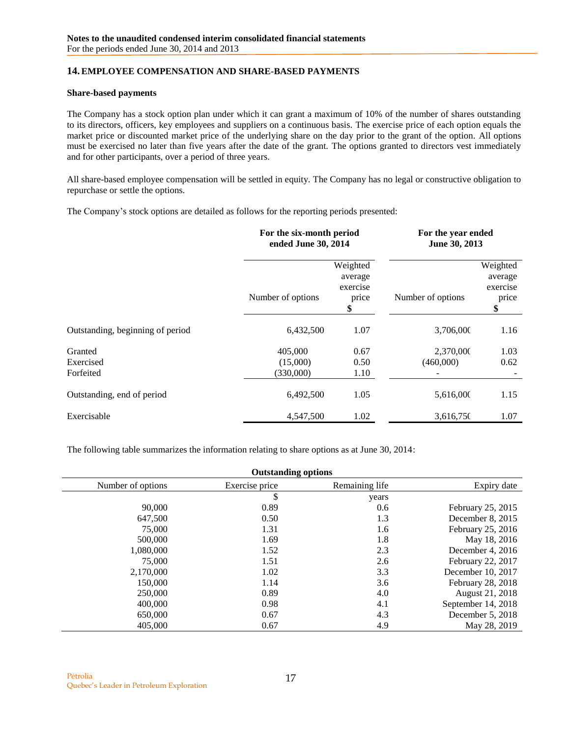**Notes to the unaudited condensed interim consolidated financial statements**
For the periods ended June 30, 2014 and 2013

## 14. EMPLOYEE COMPENSATION AND SHARE-BASED PAYMENTS

### Share-based payments

The Company has a stock option plan under which it can grant a maximum of 10% of the number of shares outstanding to its directors, officers, key employees and suppliers on a continuous basis. The exercise price of each option equals the market price or discounted market price of the underlying share on the day prior to the grant of the option. All options must be exercised no later than five years after the date of the grant. The options granted to directors vest immediately and for other participants, over a period of three years.

All share-based employee compensation will be settled in equity. The Company has no legal or constructive obligation to repurchase or settle the options.

The Company's stock options are detailed as follows for the reporting periods presented:

| | For the six-month period ended June 30, 2014 | | For the year ended June 30, 2013 | |
|---|---|---|---|---|
| | Number of options | Weighted average exercise price $ | Number of options | Weighted average exercise price $ |
| Outstanding, beginning of period | 6,432,500 | 1.07 | 3,706,000 | 1.16 |
| Granted | 405,000 | 0.67 | 2,370,000 | 1.03 |
| Exercised | (15,000) | 0.50 | (460,000) | 0.62 |
| Forfeited | (330,000) | 1.10 | - | - |
| Outstanding, end of period | 6,492,500 | 1.05 | 5,616,000 | 1.15 |
| Exercisable | 4,547,500 | 1.02 | 3,616,750 | 1.07 |

The following table summarizes the information relating to share options as at June 30, 2014:

| Outstanding options | | | |
|---|---|---|---|
| Number of options | Exercise price | Remaining life | Expiry date |
| | $ | years | |
| 90,000 | 0.89 | 0.6 | February 25, 2015 |
| 647,500 | 0.50 | 1.3 | December 8, 2015 |
| 75,000 | 1.31 | 1.6 | February 25, 2016 |
| 500,000 | 1.69 | 1.8 | May 18, 2016 |
| 1,080,000 | 1.52 | 2.3 | December 4, 2016 |
| 75,000 | 1.51 | 2.6 | February 22, 2017 |
| 2,170,000 | 1.02 | 3.3 | December 10, 2017 |
| 150,000 | 1.14 | 3.6 | February 28, 2018 |
| 250,000 | 0.89 | 4.0 | August 21, 2018 |
| 400,000 | 0.98 | 4.1 | September 14, 2018 |
| 650,000 | 0.67 | 4.3 | December 5, 2018 |
| 405,000 | 0.67 | 4.9 | May 28, 2019 |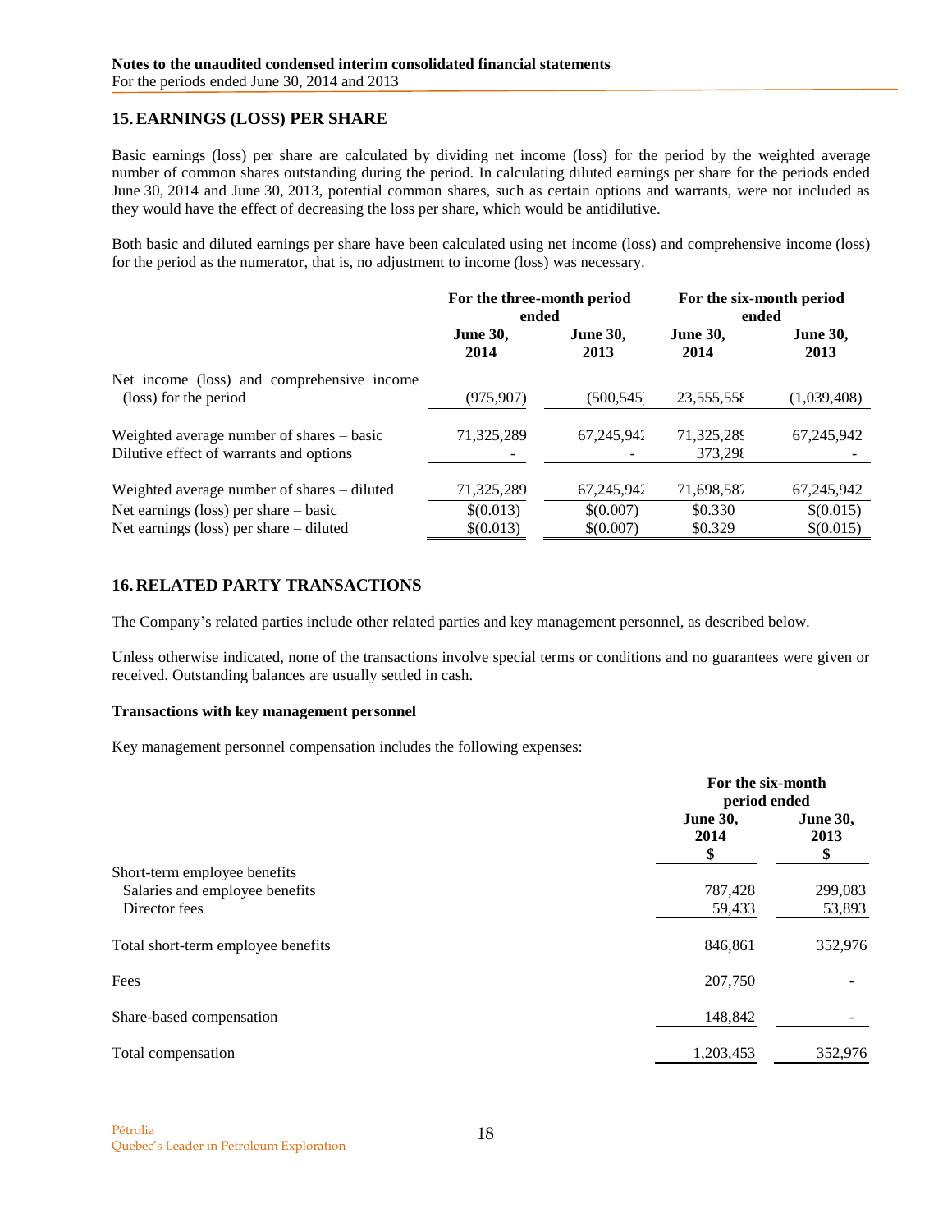## 15. EARNINGS (LOSS) PER SHARE

Basic earnings (loss) per share are calculated by dividing net income (loss) for the period by the weighted average number of common shares outstanding during the period. In calculating diluted earnings per share for the periods ended June 30, 2014 and June 30, 2013, potential common shares, such as certain options and warrants, were not included as they would have the effect of decreasing the loss per share, which would be antidilutive.

Both basic and diluted earnings per share have been calculated using net income (loss) and comprehensive income (loss) for the period as the numerator, that is, no adjustment to income (loss) was necessary.

| | For the three-month period ended | | For the six-month period ended | |
|---|---|---|---|---|
| | **June 30, 2014** | **June 30, 2013** | **June 30, 2014** | **June 30, 2013** |
| Net income (loss) and comprehensive income (loss) for the period | (975,907) | (500,545) | 23,555,558 | (1,039,408) |
| Weighted average number of shares – basic | 71,325,289 | 67,245,942 | 71,325,289 | 67,245,942 |
| Dilutive effect of warrants and options | - | - | 373,298 | - |
| Weighted average number of shares – diluted | 71,325,289 | 67,245,942 | 71,698,587 | 67,245,942 |
| Net earnings (loss) per share – basic | $(0.013) | $(0.007) | $0.330 | $(0.015) |
| Net earnings (loss) per share – diluted | $(0.013) | $(0.007) | $0.329 | $(0.015) |

## 16. RELATED PARTY TRANSACTIONS

The Company's related parties include other related parties and key management personnel, as described below.

Unless otherwise indicated, none of the transactions involve special terms or conditions and no guarantees were given or received. Outstanding balances are usually settled in cash.

**Transactions with key management personnel**

Key management personnel compensation includes the following expenses:

| | For the six-month period ended | |
|---|---|---|
| | **June 30, 2014 $** | **June 30, 2013 $** |
| Short-term employee benefits | | |
| Salaries and employee benefits | 787,428 | 299,083 |
| Director fees | 59,433 | 53,893 |
| Total short-term employee benefits | 846,861 | 352,976 |
| Fees | 207,750 | - |
| Share-based compensation | 148,842 | - |
| Total compensation | 1,203,453 | 352,976 |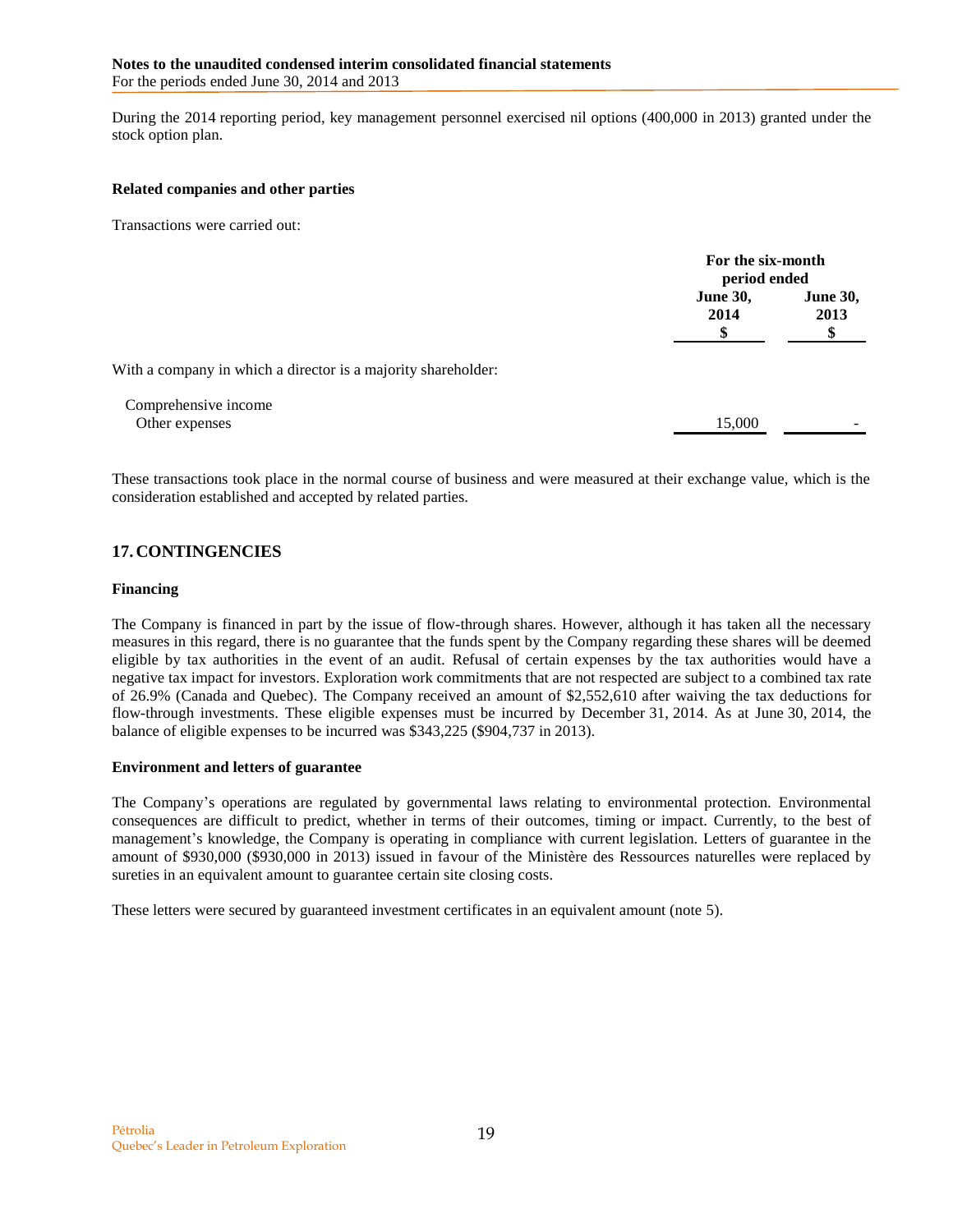During the 2014 reporting period, key management personnel exercised nil options (400,000 in 2013) granted under the stock option plan.

**Related companies and other parties**

Transactions were carried out:

| | For the six-month period ended | |
|---|---|---|
| | **June 30, 2014 $** | **June 30, 2013 $** |
| With a company in which a director is a majority shareholder: | | |
| Comprehensive income | | |
| Other expenses | 15,000 | - |

These transactions took place in the normal course of business and were measured at their exchange value, which is the consideration established and accepted by related parties.

## 17. CONTINGENCIES

**Financing**

The Company is financed in part by the issue of flow-through shares. However, although it has taken all the necessary measures in this regard, there is no guarantee that the funds spent by the Company regarding these shares will be deemed eligible by tax authorities in the event of an audit. Refusal of certain expenses by the tax authorities would have a negative tax impact for investors. Exploration work commitments that are not respected are subject to a combined tax rate of 26.9% (Canada and Quebec). The Company received an amount of $2,552,610 after waiving the tax deductions for flow-through investments. These eligible expenses must be incurred by December 31, 2014. As at June 30, 2014, the balance of eligible expenses to be incurred was $343,225 ($904,737 in 2013).

**Environment and letters of guarantee**

The Company's operations are regulated by governmental laws relating to environmental protection. Environmental consequences are difficult to predict, whether in terms of their outcomes, timing or impact. Currently, to the best of management's knowledge, the Company is operating in compliance with current legislation. Letters of guarantee in the amount of $930,000 ($930,000 in 2013) issued in favour of the Ministère des Ressources naturelles were replaced by sureties in an equivalent amount to guarantee certain site closing costs.

These letters were secured by guaranteed investment certificates in an equivalent amount (note 5).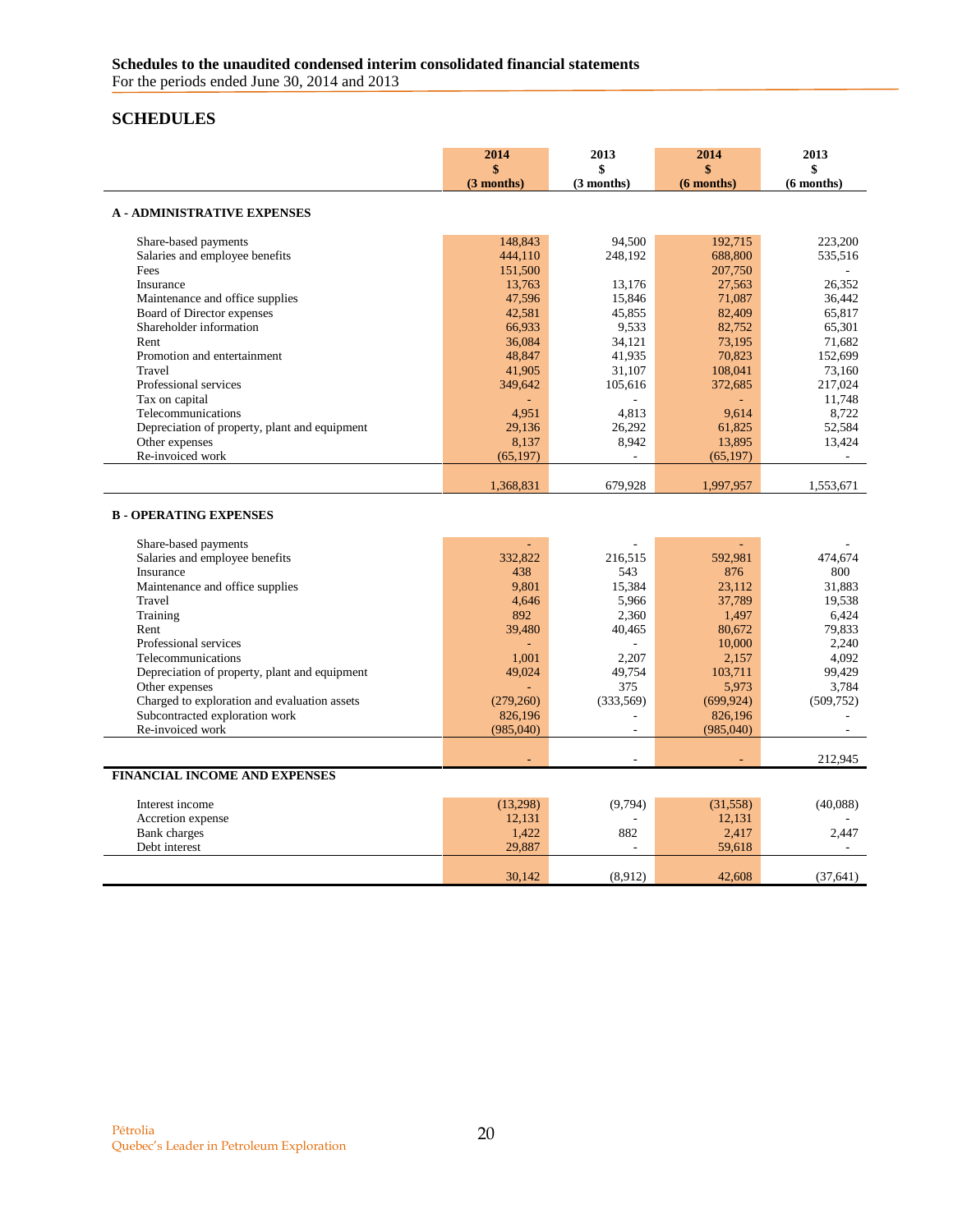**Schedules to the unaudited condensed interim consolidated financial statements**
For the periods ended June 30, 2014 and 2013

## SCHEDULES

| | 2014<br>$<br>(3 months) | 2013<br>$<br>(3 months) | 2014<br>$<br>(6 months) | 2013<br>$<br>(6 months) |
|---|---|---|---|---|
| **A - ADMINISTRATIVE EXPENSES** | | | | |
| Share-based payments | 148,843 | 94,500 | 192,715 | 223,200 |
| Salaries and employee benefits | 444,110 | 248,192 | 688,800 | 535,516 |
| Fees | 151,500 | | 207,750 | - |
| Insurance | 13,763 | 13,176 | 27,563 | 26,352 |
| Maintenance and office supplies | 47,596 | 15,846 | 71,087 | 36,442 |
| Board of Director expenses | 42,581 | 45,855 | 82,409 | 65,817 |
| Shareholder information | 66,933 | 9,533 | 82,752 | 65,301 |
| Rent | 36,084 | 34,121 | 73,195 | 71,682 |
| Promotion and entertainment | 48,847 | 41,935 | 70,823 | 152,699 |
| Travel | 41,905 | 31,107 | 108,041 | 73,160 |
| Professional services | 349,642 | 105,616 | 372,685 | 217,024 |
| Tax on capital | - | - | - | 11,748 |
| Telecommunications | 4,951 | 4,813 | 9,614 | 8,722 |
| Depreciation of property, plant and equipment | 29,136 | 26,292 | 61,825 | 52,584 |
| Other expenses | 8,137 | 8,942 | 13,895 | 13,424 |
| Re-invoiced work | (65,197) | - | (65,197) | - |
| | 1,368,831 | 679,928 | 1,997,957 | 1,553,671 |
| **B - OPERATING EXPENSES** | | | | |
| Share-based payments | - | - | - | - |
| Salaries and employee benefits | 332,822 | 216,515 | 592,981 | 474,674 |
| Insurance | 438 | 543 | 876 | 800 |
| Maintenance and office supplies | 9,801 | 15,384 | 23,112 | 31,883 |
| Travel | 4,646 | 5,966 | 37,789 | 19,538 |
| Training | 892 | 2,360 | 1,497 | 6,424 |
| Rent | 39,480 | 40,465 | 80,672 | 79,833 |
| Professional services | - | - | 10,000 | 2,240 |
| Telecommunications | 1,001 | 2,207 | 2,157 | 4,092 |
| Depreciation of property, plant and equipment | 49,024 | 49,754 | 103,711 | 99,429 |
| Other expenses | - | 375 | 5,973 | 3,784 |
| Charged to exploration and evaluation assets | (279,260) | (333,569) | (699,924) | (509,752) |
| Subcontracted exploration work | 826,196 | - | 826,196 | - |
| Re-invoiced work | (985,040) | - | (985,040) | - |
| | - | - | - | 212,945 |
| **FINANCIAL INCOME AND EXPENSES** | | | | |
| Interest income | (13,298) | (9,794) | (31,558) | (40,088) |
| Accretion expense | 12,131 | - | 12,131 | - |
| Bank charges | 1,422 | 882 | 2,417 | 2,447 |
| Debt interest | 29,887 | - | 59,618 | - |
| | 30,142 | (8,912) | 42,608 | (37,641) |